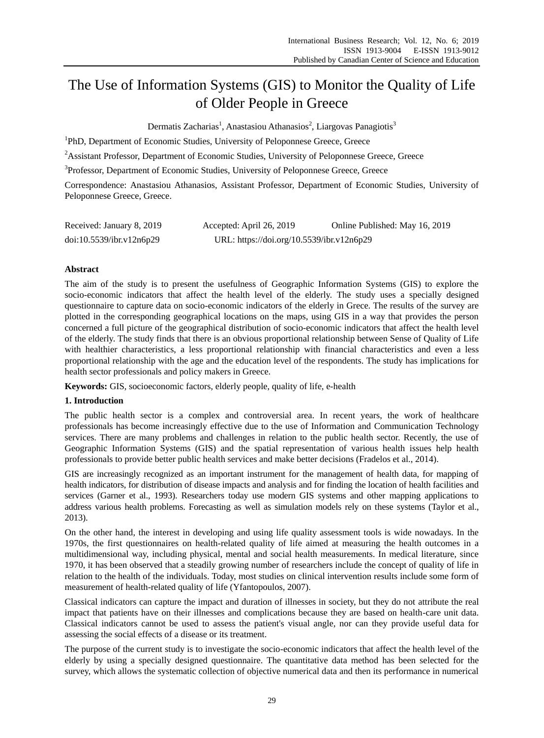# The Use of Information Systems (GIS) to Monitor the Quality of Life of Older People in Greece

Dermatis Zacharias[1], Anastasiou Athanasios[2], Liargovas Panagiotis[3]

[1]PhD, Department of Economic Studies, University of Peloponnese Greece, Greece

[2]Assistant Professor, Department of Economic Studies, University of Peloponnese Greece, Greece

[3]Professor, Department of Economic Studies, University of Peloponnese Greece, Greece

Correspondence: Anastasiou Athanasios, Assistant Professor, Department of Economic Studies, University of Peloponnese Greece, Greece.

Received: January 8, 2019 Accepted: April 26, 2019 Online Published: May 16, 2019

doi:10.5539/ibr.v12n6p29 URL: https://doi.org/10.5539/ibr.v12n6p29

## Abstract

The aim of the study is to present the usefulness of Geographic Information Systems (GIS) to explore the socio-economic indicators that affect the health level of the elderly. The study uses a specially designed questionnaire to capture data on socio-economic indicators of the elderly in Grece. The results of the survey are plotted in the corresponding geographical locations on the maps, using GIS in a way that provides the person concerned a full picture of the geographical distribution of socio-economic indicators that affect the health level of the elderly. The study finds that there is an obvious proportional relationship between Sense of Quality of Life with healthier characteristics, a less proportional relationship with financial characteristics and even a less proportional relationship with the age and the education level of the respondents. The study has implications for health sector professionals and policy makers in Greece.

**Keywords:** GIS, socioeconomic factors, elderly people, quality of life, e-health

## 1. Introduction

The public health sector is a complex and controversial area. In recent years, the work of healthcare professionals has become increasingly effective due to the use of Information and Communication Technology services. There are many problems and challenges in relation to the public health sector. Recently, the use of Geographic Information Systems (GIS) and the spatial representation of various health issues help health professionals to provide better public health services and make better decisions (Fradelos et al., 2014).

GIS are increasingly recognized as an important instrument for the management of health data, for mapping of health indicators, for distribution of disease impacts and analysis and for finding the location of health facilities and services (Garner et al., 1993). Researchers today use modern GIS systems and other mapping applications to address various health problems. Forecasting as well as simulation models rely on these systems (Taylor et al., 2013).

On the other hand, the interest in developing and using life quality assessment tools is wide nowadays. In the 1970s, the first questionnaires on health-related quality of life aimed at measuring the health outcomes in a multidimensional way, including physical, mental and social health measurements. In medical literature, since 1970, it has been observed that a steadily growing number of researchers include the concept of quality of life in relation to the health of the individuals. Today, most studies on clinical intervention results include some form of measurement of health-related quality of life (Yfantopoulos, 2007).

Classical indicators can capture the impact and duration of illnesses in society, but they do not attribute the real impact that patients have on their illnesses and complications because they are based on health-care unit data. Classical indicators cannot be used to assess the patient's visual angle, nor can they provide useful data for assessing the social effects of a disease or its treatment.

The purpose of the current study is to investigate the socio-economic indicators that affect the health level of the elderly by using a specially designed questionnaire. The quantitative data method has been selected for the survey, which allows the systematic collection of objective numerical data and then its performance in numerical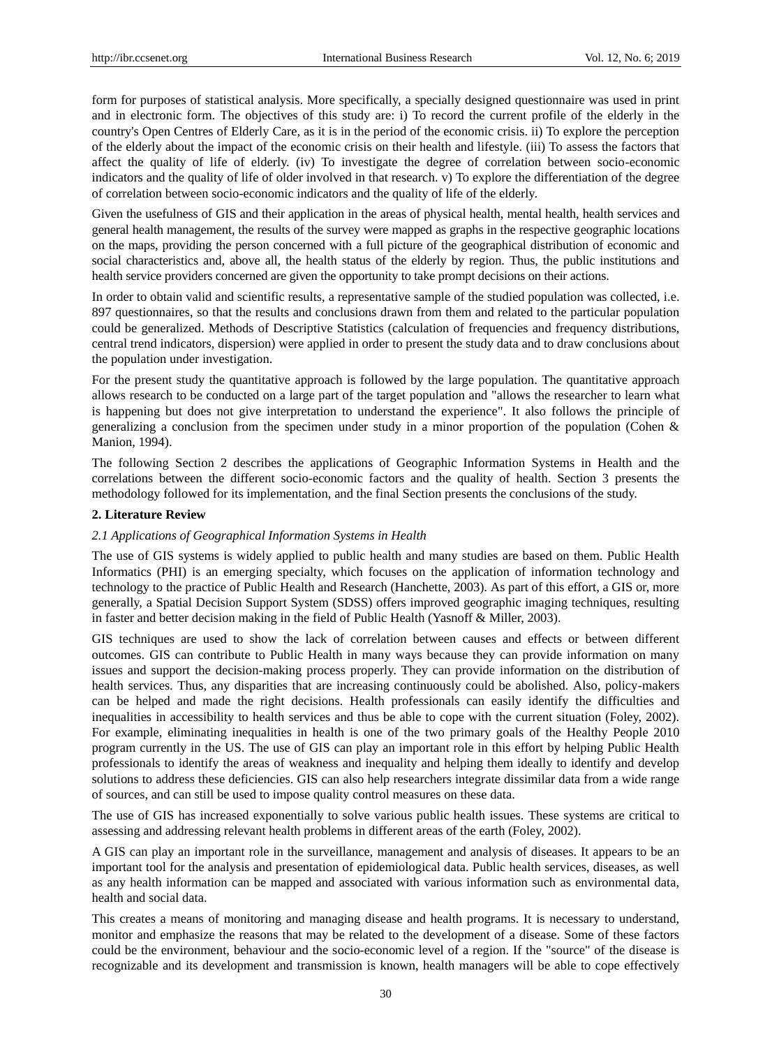form for purposes of statistical analysis. More specifically, a specially designed questionnaire was used in print and in electronic form. The objectives of this study are: i) To record the current profile of the elderly in the country's Open Centres of Elderly Care, as it is in the period of the economic crisis. ii) To explore the perception of the elderly about the impact of the economic crisis on their health and lifestyle. (iii) To assess the factors that affect the quality of life of elderly. (iv) To investigate the degree of correlation between socio-economic indicators and the quality of life of older involved in that research. v) To explore the differentiation of the degree of correlation between socio-economic indicators and the quality of life of the elderly.

Given the usefulness of GIS and their application in the areas of physical health, mental health, health services and general health management, the results of the survey were mapped as graphs in the respective geographic locations on the maps, providing the person concerned with a full picture of the geographical distribution of economic and social characteristics and, above all, the health status of the elderly by region. Thus, the public institutions and health service providers concerned are given the opportunity to take prompt decisions on their actions.

In order to obtain valid and scientific results, a representative sample of the studied population was collected, i.e. 897 questionnaires, so that the results and conclusions drawn from them and related to the particular population could be generalized. Methods of Descriptive Statistics (calculation of frequencies and frequency distributions, central trend indicators, dispersion) were applied in order to present the study data and to draw conclusions about the population under investigation.

For the present study the quantitative approach is followed by the large population. The quantitative approach allows research to be conducted on a large part of the target population and "allows the researcher to learn what is happening but does not give interpretation to understand the experience". It also follows the principle of generalizing a conclusion from the specimen under study in a minor proportion of the population (Cohen & Manion, 1994).

The following Section 2 describes the applications of Geographic Information Systems in Health and the correlations between the different socio-economic factors and the quality of health. Section 3 presents the methodology followed for its implementation, and the final Section presents the conclusions of the study.

## 2. Literature Review

### *2.1 Applications of Geographical Information Systems in Health*

The use of GIS systems is widely applied to public health and many studies are based on them. Public Health Informatics (PHI) is an emerging specialty, which focuses on the application of information technology and technology to the practice of Public Health and Research (Hanchette, 2003). As part of this effort, a GIS or, more generally, a Spatial Decision Support System (SDSS) offers improved geographic imaging techniques, resulting in faster and better decision making in the field of Public Health (Yasnoff & Miller, 2003).

GIS techniques are used to show the lack of correlation between causes and effects or between different outcomes. GIS can contribute to Public Health in many ways because they can provide information on many issues and support the decision-making process properly. They can provide information on the distribution of health services. Thus, any disparities that are increasing continuously could be abolished. Also, policy-makers can be helped and made the right decisions. Health professionals can easily identify the difficulties and inequalities in accessibility to health services and thus be able to cope with the current situation (Foley, 2002). For example, eliminating inequalities in health is one of the two primary goals of the Healthy People 2010 program currently in the US. The use of GIS can play an important role in this effort by helping Public Health professionals to identify the areas of weakness and inequality and helping them ideally to identify and develop solutions to address these deficiencies. GIS can also help researchers integrate dissimilar data from a wide range of sources, and can still be used to impose quality control measures on these data.

The use of GIS has increased exponentially to solve various public health issues. These systems are critical to assessing and addressing relevant health problems in different areas of the earth (Foley, 2002).

A GIS can play an important role in the surveillance, management and analysis of diseases. It appears to be an important tool for the analysis and presentation of epidemiological data. Public health services, diseases, as well as any health information can be mapped and associated with various information such as environmental data, health and social data.

This creates a means of monitoring and managing disease and health programs. It is necessary to understand, monitor and emphasize the reasons that may be related to the development of a disease. Some of these factors could be the environment, behaviour and the socio-economic level of a region. If the "source" of the disease is recognizable and its development and transmission is known, health managers will be able to cope effectively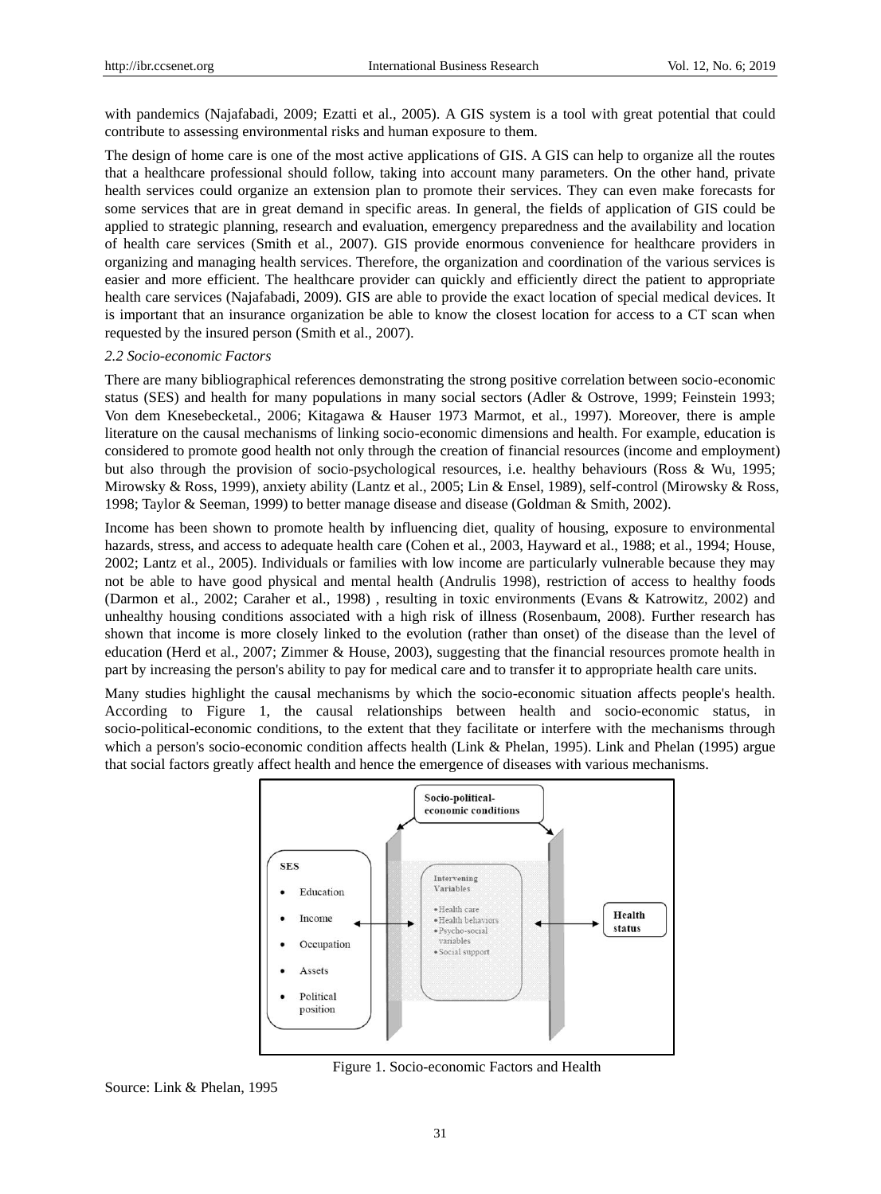with pandemics (Najafabadi, 2009; Ezatti et al., 2005). A GIS system is a tool with great potential that could contribute to assessing environmental risks and human exposure to them.

The design of home care is one of the most active applications of GIS. A GIS can help to organize all the routes that a healthcare professional should follow, taking into account many parameters. On the other hand, private health services could organize an extension plan to promote their services. They can even make forecasts for some services that are in great demand in specific areas. In general, the fields of application of GIS could be applied to strategic planning, research and evaluation, emergency preparedness and the availability and location of health care services (Smith et al., 2007). GIS provide enormous convenience for healthcare providers in organizing and managing health services. Therefore, the organization and coordination of the various services is easier and more efficient. The healthcare provider can quickly and efficiently direct the patient to appropriate health care services (Najafabadi, 2009). GIS are able to provide the exact location of special medical devices. It is important that an insurance organization be able to know the closest location for access to a CT scan when requested by the insured person (Smith et al., 2007).

*2.2 Socio-economic Factors*

There are many bibliographical references demonstrating the strong positive correlation between socio-economic status (SES) and health for many populations in many social sectors (Adler & Ostrove, 1999; Feinstein 1993; Von dem Knesebecketal., 2006; Kitagawa & Hauser 1973 Marmot, et al., 1997). Moreover, there is ample literature on the causal mechanisms of linking socio-economic dimensions and health. For example, education is considered to promote good health not only through the creation of financial resources (income and employment) but also through the provision of socio-psychological resources, i.e. healthy behaviours (Ross & Wu, 1995; Mirowsky & Ross, 1999), anxiety ability (Lantz et al., 2005; Lin & Ensel, 1989), self-control (Mirowsky & Ross, 1998; Taylor & Seeman, 1999) to better manage disease and disease (Goldman & Smith, 2002).

Income has been shown to promote health by influencing diet, quality of housing, exposure to environmental hazards, stress, and access to adequate health care (Cohen et al., 2003, Hayward et al., 1988; et al., 1994; House, 2002; Lantz et al., 2005). Individuals or families with low income are particularly vulnerable because they may not be able to have good physical and mental health (Andrulis 1998), restriction of access to healthy foods (Darmon et al., 2002; Caraher et al., 1998) , resulting in toxic environments (Evans & Katrowitz, 2002) and unhealthy housing conditions associated with a high risk of illness (Rosenbaum, 2008). Further research has shown that income is more closely linked to the evolution (rather than onset) of the disease than the level of education (Herd et al., 2007; Zimmer & House, 2003), suggesting that the financial resources promote health in part by increasing the person's ability to pay for medical care and to transfer it to appropriate health care units.

Many studies highlight the causal mechanisms by which the socio-economic situation affects people's health. According to Figure 1, the causal relationships between health and socio-economic status, in socio-political-economic conditions, to the extent that they facilitate or interfere with the mechanisms through which a person's socio-economic condition affects health (Link & Phelan, 1995). Link and Phelan (1995) argue that social factors greatly affect health and hence the emergence of diseases with various mechanisms.

Socio-political-economic conditions

SES
- Education
- Income
- Occupation
- Assets
- Political position

Intervening Variables
- Health care
- Health behaviors
- Psycho-social variables
- Social support

Health status

Figure 1. Socio-economic Factors and Health

Source: Link & Phelan, 1995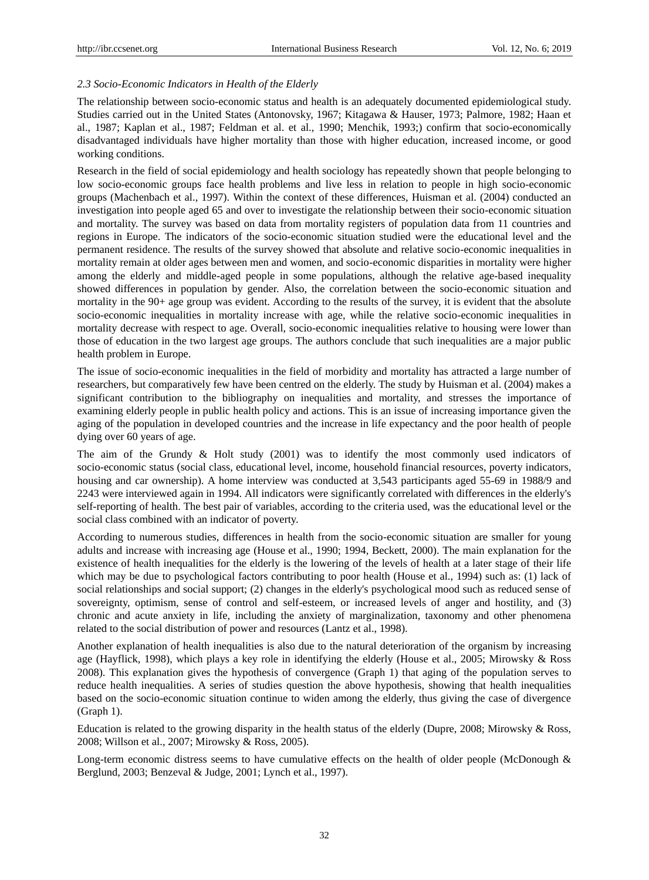### *2.3 Socio-Economic Indicators in Health of the Elderly*

The relationship between socio-economic status and health is an adequately documented epidemiological study. Studies carried out in the United States (Antonovsky, 1967; Kitagawa & Hauser, 1973; Palmore, 1982; Haan et al., 1987; Kaplan et al., 1987; Feldman et al. et al., 1990; Menchik, 1993;) confirm that socio-economically disadvantaged individuals have higher mortality than those with higher education, increased income, or good working conditions.

Research in the field of social epidemiology and health sociology has repeatedly shown that people belonging to low socio-economic groups face health problems and live less in relation to people in high socio-economic groups (Machenbach et al., 1997). Within the context of these differences, Huisman et al. (2004) conducted an investigation into people aged 65 and over to investigate the relationship between their socio-economic situation and mortality. The survey was based on data from mortality registers of population data from 11 countries and regions in Europe. The indicators of the socio-economic situation studied were the educational level and the permanent residence. The results of the survey showed that absolute and relative socio-economic inequalities in mortality remain at older ages between men and women, and socio-economic disparities in mortality were higher among the elderly and middle-aged people in some populations, although the relative age-based inequality showed differences in population by gender. Also, the correlation between the socio-economic situation and mortality in the 90+ age group was evident. According to the results of the survey, it is evident that the absolute socio-economic inequalities in mortality increase with age, while the relative socio-economic inequalities in mortality decrease with respect to age. Overall, socio-economic inequalities relative to housing were lower than those of education in the two largest age groups. The authors conclude that such inequalities are a major public health problem in Europe.

The issue of socio-economic inequalities in the field of morbidity and mortality has attracted a large number of researchers, but comparatively few have been centred on the elderly. The study by Huisman et al. (2004) makes a significant contribution to the bibliography on inequalities and mortality, and stresses the importance of examining elderly people in public health policy and actions. This is an issue of increasing importance given the aging of the population in developed countries and the increase in life expectancy and the poor health of people dying over 60 years of age.

The aim of the Grundy & Holt study (2001) was to identify the most commonly used indicators of socio-economic status (social class, educational level, income, household financial resources, poverty indicators, housing and car ownership). A home interview was conducted at 3,543 participants aged 55-69 in 1988/9 and 2243 were interviewed again in 1994. All indicators were significantly correlated with differences in the elderly's self-reporting of health. The best pair of variables, according to the criteria used, was the educational level or the social class combined with an indicator of poverty.

According to numerous studies, differences in health from the socio-economic situation are smaller for young adults and increase with increasing age (House et al., 1990; 1994, Beckett, 2000). The main explanation for the existence of health inequalities for the elderly is the lowering of the levels of health at a later stage of their life which may be due to psychological factors contributing to poor health (House et al., 1994) such as: (1) lack of social relationships and social support; (2) changes in the elderly's psychological mood such as reduced sense of sovereignty, optimism, sense of control and self-esteem, or increased levels of anger and hostility, and (3) chronic and acute anxiety in life, including the anxiety of marginalization, taxonomy and other phenomena related to the social distribution of power and resources (Lantz et al., 1998).

Another explanation of health inequalities is also due to the natural deterioration of the organism by increasing age (Hayflick, 1998), which plays a key role in identifying the elderly (House et al., 2005; Mirowsky & Ross 2008). This explanation gives the hypothesis of convergence (Graph 1) that aging of the population serves to reduce health inequalities. A series of studies question the above hypothesis, showing that health inequalities based on the socio-economic situation continue to widen among the elderly, thus giving the case of divergence (Graph 1).

Education is related to the growing disparity in the health status of the elderly (Dupre, 2008; Mirowsky & Ross, 2008; Willson et al., 2007; Mirowsky & Ross, 2005).

Long-term economic distress seems to have cumulative effects on the health of older people (McDonough & Berglund, 2003; Benzeval & Judge, 2001; Lynch et al., 1997).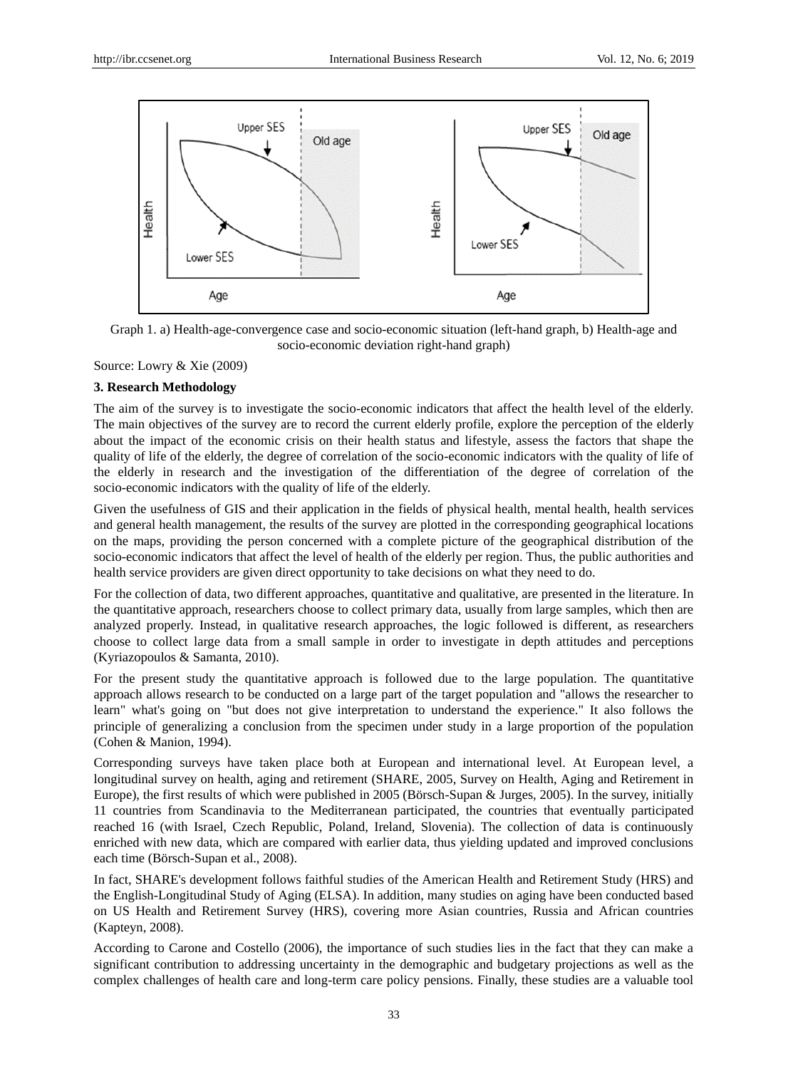Graph 1. a) Health-age-convergence case and socio-economic situation (left-hand graph, b) Health-age and socio-economic deviation right-hand graph)

Source: Lowry & Xie (2009)

### 3. Research Methodology

The aim of the survey is to investigate the socio-economic indicators that affect the health level of the elderly. The main objectives of the survey are to record the current elderly profile, explore the perception of the elderly about the impact of the economic crisis on their health status and lifestyle, assess the factors that shape the quality of life of the elderly, the degree of correlation of the socio-economic indicators with the quality of life of the elderly in research and the investigation of the differentiation of the degree of correlation of the socio-economic indicators with the quality of life of the elderly.

Given the usefulness of GIS and their application in the fields of physical health, mental health, health services and general health management, the results of the survey are plotted in the corresponding geographical locations on the maps, providing the person concerned with a complete picture of the geographical distribution of the socio-economic indicators that affect the level of health of the elderly per region. Thus, the public authorities and health service providers are given direct opportunity to take decisions on what they need to do.

For the collection of data, two different approaches, quantitative and qualitative, are presented in the literature. In the quantitative approach, researchers choose to collect primary data, usually from large samples, which then are analyzed properly. Instead, in qualitative research approaches, the logic followed is different, as researchers choose to collect large data from a small sample in order to investigate in depth attitudes and perceptions (Kyriazopoulos & Samanta, 2010).

For the present study the quantitative approach is followed due to the large population. The quantitative approach allows research to be conducted on a large part of the target population and "allows the researcher to learn" what's going on "but does not give interpretation to understand the experience." It also follows the principle of generalizing a conclusion from the specimen under study in a large proportion of the population (Cohen & Manion, 1994).

Corresponding surveys have taken place both at European and international level. At European level, a longitudinal survey on health, aging and retirement (SHARE, 2005, Survey on Health, Aging and Retirement in Europe), the first results of which were published in 2005 (Börsch-Supan & Jurges, 2005). In the survey, initially 11 countries from Scandinavia to the Mediterranean participated, the countries that eventually participated reached 16 (with Israel, Czech Republic, Poland, Ireland, Slovenia). The collection of data is continuously enriched with new data, which are compared with earlier data, thus yielding updated and improved conclusions each time (Börsch-Supan et al., 2008).

In fact, SHARE's development follows faithful studies of the American Health and Retirement Study (HRS) and the English-Longitudinal Study of Aging (ELSA). In addition, many studies on aging have been conducted based on US Health and Retirement Survey (HRS), covering more Asian countries, Russia and African countries (Kapteyn, 2008).

According to Carone and Costello (2006), the importance of such studies lies in the fact that they can make a significant contribution to addressing uncertainty in the demographic and budgetary projections as well as the complex challenges of health care and long-term care policy pensions. Finally, these studies are a valuable tool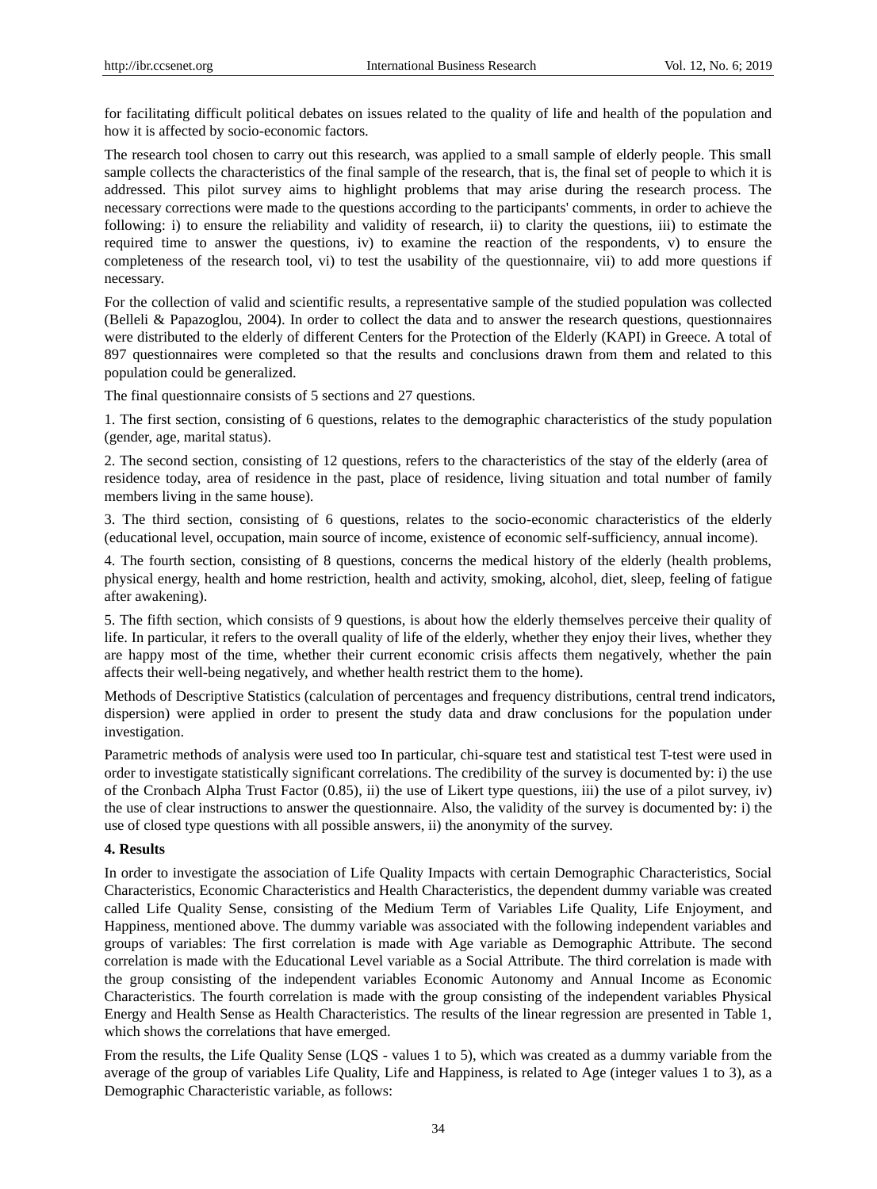for facilitating difficult political debates on issues related to the quality of life and health of the population and how it is affected by socio-economic factors.

The research tool chosen to carry out this research, was applied to a small sample of elderly people. This small sample collects the characteristics of the final sample of the research, that is, the final set of people to which it is addressed. This pilot survey aims to highlight problems that may arise during the research process. The necessary corrections were made to the questions according to the participants' comments, in order to achieve the following: i) to ensure the reliability and validity of research, ii) to clarity the questions, iii) to estimate the required time to answer the questions, iv) to examine the reaction of the respondents, v) to ensure the completeness of the research tool, vi) to test the usability of the questionnaire, vii) to add more questions if necessary.

For the collection of valid and scientific results, a representative sample of the studied population was collected (Belleli & Papazoglou, 2004). In order to collect the data and to answer the research questions, questionnaires were distributed to the elderly of different Centers for the Protection of the Elderly (KAPI) in Greece. A total of 897 questionnaires were completed so that the results and conclusions drawn from them and related to this population could be generalized.

The final questionnaire consists of 5 sections and 27 questions.

1. The first section, consisting of 6 questions, relates to the demographic characteristics of the study population (gender, age, marital status).

2. The second section, consisting of 12 questions, refers to the characteristics of the stay of the elderly (area of residence today, area of residence in the past, place of residence, living situation and total number of family members living in the same house).

3. The third section, consisting of 6 questions, relates to the socio-economic characteristics of the elderly (educational level, occupation, main source of income, existence of economic self-sufficiency, annual income).

4. The fourth section, consisting of 8 questions, concerns the medical history of the elderly (health problems, physical energy, health and home restriction, health and activity, smoking, alcohol, diet, sleep, feeling of fatigue after awakening).

5. The fifth section, which consists of 9 questions, is about how the elderly themselves perceive their quality of life. In particular, it refers to the overall quality of life of the elderly, whether they enjoy their lives, whether they are happy most of the time, whether their current economic crisis affects them negatively, whether the pain affects their well-being negatively, and whether health restrict them to the home).

Methods of Descriptive Statistics (calculation of percentages and frequency distributions, central trend indicators, dispersion) were applied in order to present the study data and draw conclusions for the population under investigation.

Parametric methods of analysis were used too In particular, chi-square test and statistical test T-test were used in order to investigate statistically significant correlations. The credibility of the survey is documented by: i) the use of the Cronbach Alpha Trust Factor (0.85), ii) the use of Likert type questions, iii) the use of a pilot survey, iv) the use of clear instructions to answer the questionnaire. Also, the validity of the survey is documented by: i) the use of closed type questions with all possible answers, ii) the anonymity of the survey.

## 4. Results

In order to investigate the association of Life Quality Impacts with certain Demographic Characteristics, Social Characteristics, Economic Characteristics and Health Characteristics, the dependent dummy variable was created called Life Quality Sense, consisting of the Medium Term of Variables Life Quality, Life Enjoyment, and Happiness, mentioned above. The dummy variable was associated with the following independent variables and groups of variables: The first correlation is made with Age variable as Demographic Attribute. The second correlation is made with the Educational Level variable as a Social Attribute. The third correlation is made with the group consisting of the independent variables Economic Autonomy and Annual Income as Economic Characteristics. The fourth correlation is made with the group consisting of the independent variables Physical Energy and Health Sense as Health Characteristics. The results of the linear regression are presented in Table 1, which shows the correlations that have emerged.

From the results, the Life Quality Sense (LQS - values 1 to 5), which was created as a dummy variable from the average of the group of variables Life Quality, Life and Happiness, is related to Age (integer values 1 to 3), as a Demographic Characteristic variable, as follows: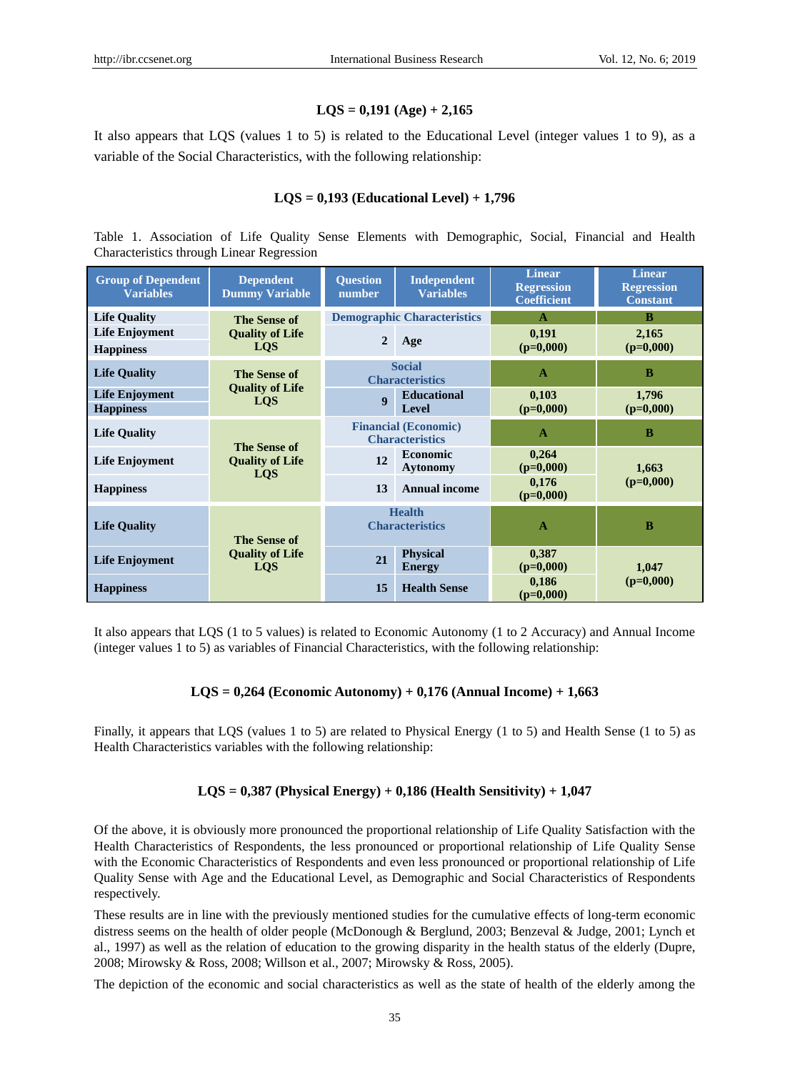**LQS = 0,191 (Age) + 2,165**

It also appears that LQS (values 1 to 5) is related to the Educational Level (integer values 1 to 9), as a variable of the Social Characteristics, with the following relationship:

**LQS = 0,193 (Educational Level) + 1,796**

Table 1. Association of Life Quality Sense Elements with Demographic, Social, Financial and Health Characteristics through Linear Regression

| Group of Dependent Variables | Dependent Dummy Variable | Question number | Independent Variables | Linear Regression Coefficient | Linear Regression Constant |
|---|---|---|---|---|---|
| Life Quality | The Sense of Quality of Life LQS | Demographic Characteristics | | A | B |
| Life Enjoyment<br>Happiness | | 2 | Age | 0,191<br>(p=0,000) | 2,165<br>(p=0,000) |
| Life Quality | The Sense of Quality of Life LQS | Social Characteristics | | A | B |
| Life Enjoyment<br>Happiness | | 9 | Educational Level | 0,103<br>(p=0,000) | 1,796<br>(p=0,000) |
| Life Quality | The Sense of Quality of Life LQS | Financial (Economic) Characteristics | | A | B |
| Life Enjoyment | | 12 | Economic Aytonomy | 0,264<br>(p=0,000) | 1,663<br>(p=0,000) |
| Happiness | | 13 | Annual income | 0,176<br>(p=0,000) | |
| Life Quality | The Sense of Quality of Life LQS | Health Characteristics | | A | B |
| Life Enjoyment | | 21 | Physical Energy | 0,387<br>(p=0,000) | 1,047<br>(p=0,000) |
| Happiness | | 15 | Health Sense | 0,186<br>(p=0,000) | |

It also appears that LQS (1 to 5 values) is related to Economic Autonomy (1 to 2 Accuracy) and Annual Income (integer values 1 to 5) as variables of Financial Characteristics, with the following relationship:

**LQS = 0,264 (Economic Autonomy) + 0,176 (Annual Income) + 1,663**

Finally, it appears that LQS (values 1 to 5) are related to Physical Energy (1 to 5) and Health Sense (1 to 5) as Health Characteristics variables with the following relationship:

**LQS = 0,387 (Physical Energy) + 0,186 (Health Sensitivity) + 1,047**

Of the above, it is obviously more pronounced the proportional relationship of Life Quality Satisfaction with the Health Characteristics of Respondents, the less pronounced or proportional relationship of Life Quality Sense with the Economic Characteristics of Respondents and even less pronounced or proportional relationship of Life Quality Sense with Age and the Educational Level, as Demographic and Social Characteristics of Respondents respectively.

These results are in line with the previously mentioned studies for the cumulative effects of long-term economic distress seems on the health of older people (McDonough & Berglund, 2003; Benzeval & Judge, 2001; Lynch et al., 1997) as well as the relation of education to the growing disparity in the health status of the elderly (Dupre, 2008; Mirowsky & Ross, 2008; Willson et al., 2007; Mirowsky & Ross, 2005).

The depiction of the economic and social characteristics as well as the state of health of the elderly among the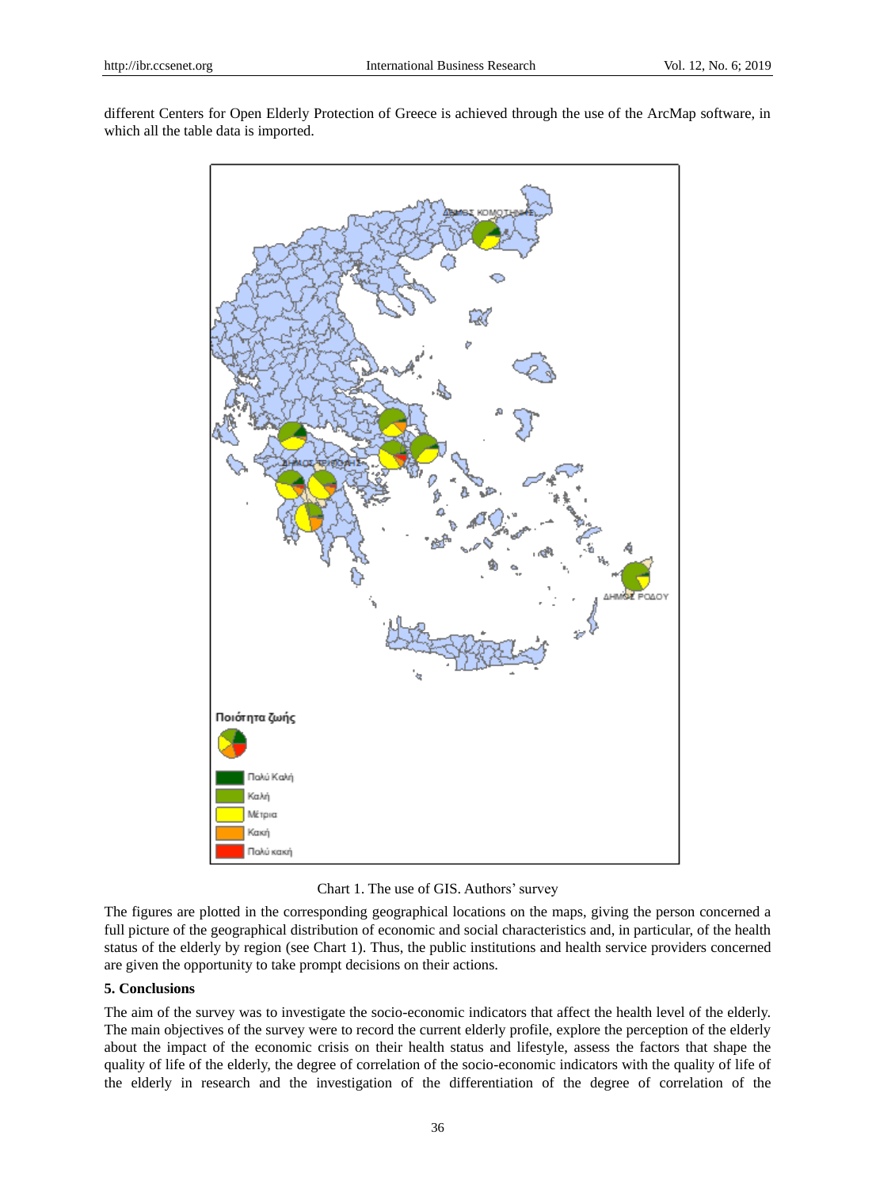different Centers for Open Elderly Protection of Greece is achieved through the use of the ArcMap software, in which all the table data is imported.

Chart 1. The use of GIS. Authors' survey

The figures are plotted in the corresponding geographical locations on the maps, giving the person concerned a full picture of the geographical distribution of economic and social characteristics and, in particular, of the health status of the elderly by region (see Chart 1). Thus, the public institutions and health service providers concerned are given the opportunity to take prompt decisions on their actions.

**5. Conclusions**

The aim of the survey was to investigate the socio-economic indicators that affect the health level of the elderly. The main objectives of the survey were to record the current elderly profile, explore the perception of the elderly about the impact of the economic crisis on their health status and lifestyle, assess the factors that shape the quality of life of the elderly, the degree of correlation of the socio-economic indicators with the quality of life of the elderly in research and the investigation of the differentiation of the degree of correlation of the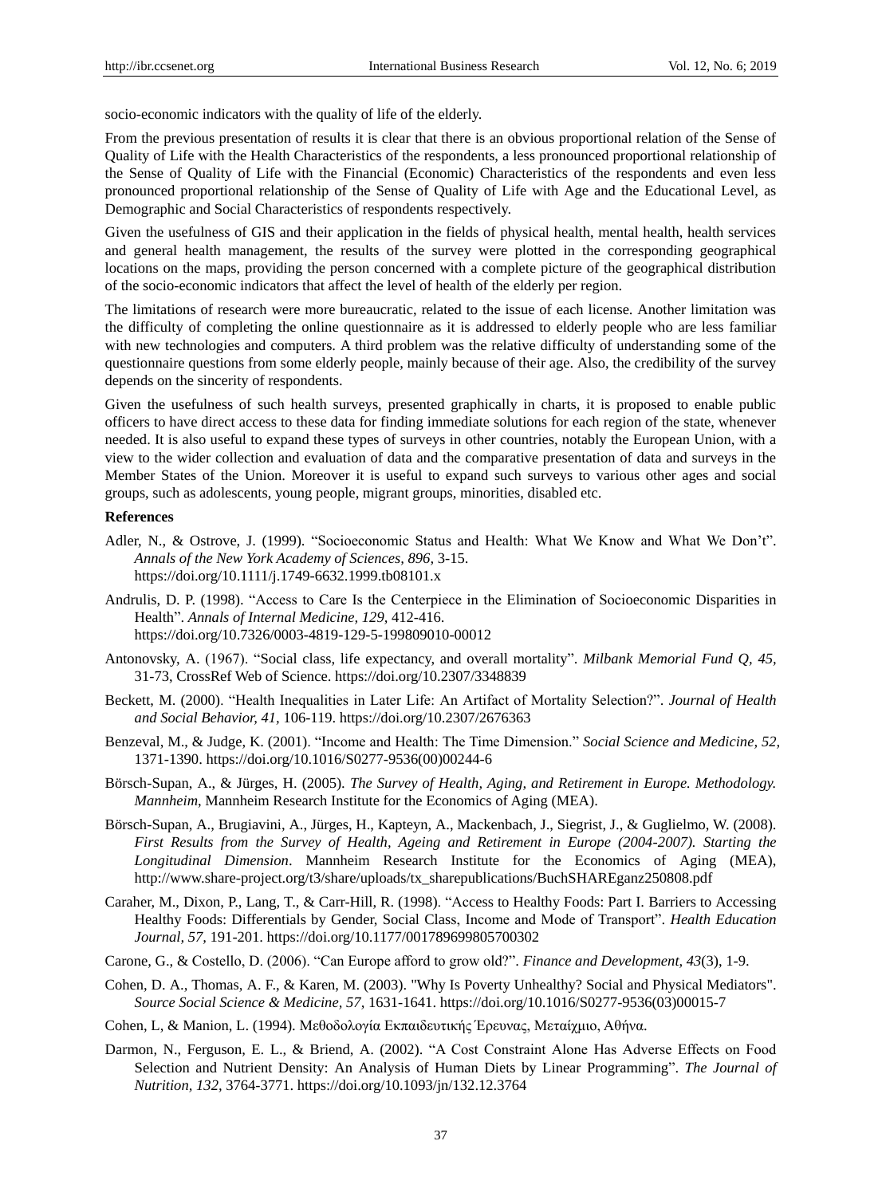socio-economic indicators with the quality of life of the elderly.

From the previous presentation of results it is clear that there is an obvious proportional relation of the Sense of Quality of Life with the Health Characteristics of the respondents, a less pronounced proportional relationship of the Sense of Quality of Life with the Financial (Economic) Characteristics of the respondents and even less pronounced proportional relationship of the Sense of Quality of Life with Age and the Educational Level, as Demographic and Social Characteristics of respondents respectively.

Given the usefulness of GIS and their application in the fields of physical health, mental health, health services and general health management, the results of the survey were plotted in the corresponding geographical locations on the maps, providing the person concerned with a complete picture of the geographical distribution of the socio-economic indicators that affect the level of health of the elderly per region.

The limitations of research were more bureaucratic, related to the issue of each license. Another limitation was the difficulty of completing the online questionnaire as it is addressed to elderly people who are less familiar with new technologies and computers. A third problem was the relative difficulty of understanding some of the questionnaire questions from some elderly people, mainly because of their age. Also, the credibility of the survey depends on the sincerity of respondents.

Given the usefulness of such health surveys, presented graphically in charts, it is proposed to enable public officers to have direct access to these data for finding immediate solutions for each region of the state, whenever needed. It is also useful to expand these types of surveys in other countries, notably the European Union, with a view to the wider collection and evaluation of data and the comparative presentation of data and surveys in the Member States of the Union. Moreover it is useful to expand such surveys to various other ages and social groups, such as adolescents, young people, migrant groups, minorities, disabled etc.

**References**

Adler, N., & Ostrove, J. (1999). "Socioeconomic Status and Health: What We Know and What We Don't". *Annals of the New York Academy of Sciences, 896,* 3-15. https://doi.org/10.1111/j.1749-6632.1999.tb08101.x

Andrulis, D. P. (1998). "Access to Care Is the Centerpiece in the Elimination of Socioeconomic Disparities in Health". *Annals of Internal Medicine, 129,* 412-416. https://doi.org/10.7326/0003-4819-129-5-199809010-00012

Antonovsky, A. (1967). "Social class, life expectancy, and overall mortality". *Milbank Memorial Fund Q, 45,* 31-73, CrossRef Web of Science. https://doi.org/10.2307/3348839

Beckett, M. (2000). "Health Inequalities in Later Life: An Artifact of Mortality Selection?". *Journal of Health and Social Behavior, 41,* 106-119. https://doi.org/10.2307/2676363

Benzeval, M., & Judge, K. (2001). "Income and Health: The Time Dimension." *Social Science and Medicine, 52,* 1371-1390. https://doi.org/10.1016/S0277-9536(00)00244-6

Börsch-Supan, A., & Jürges, H. (2005). *The Survey of Health, Aging, and Retirement in Europe. Methodology. Mannheim*, Mannheim Research Institute for the Economics of Aging (MEA).

Börsch-Supan, A., Brugiavini, A., Jürges, H., Kapteyn, A., Mackenbach, J., Siegrist, J., & Guglielmo, W. (2008). *First Results from the Survey of Health, Ageing and Retirement in Europe (2004-2007). Starting the Longitudinal Dimension*. Mannheim Research Institute for the Economics of Aging (MEA), http://www.share-project.org/t3/share/uploads/tx_sharepublications/BuchSHAREganz250808.pdf

Caraher, M., Dixon, P., Lang, T., & Carr-Hill, R. (1998). "Access to Healthy Foods: Part I. Barriers to Accessing Healthy Foods: Differentials by Gender, Social Class, Income and Mode of Transport". *Health Education Journal, 57,* 191-201. https://doi.org/10.1177/001789699805700302

Carone, G., & Costello, D. (2006). "Can Europe afford to grow old?". *Finance and Development, 43*(3), 1-9.

Cohen, D. A., Thomas, A. F., & Karen, M. (2003). "Why Is Poverty Unhealthy? Social and Physical Mediators". *Source Social Science & Medicine, 57,* 1631-1641. https://doi.org/10.1016/S0277-9536(03)00015-7

Cohen, L, & Manion, L. (1994). Μεθοδολογία Εκπαιδευτικής Έρευνας, Μεταίχμιο, Αθήνα.

Darmon, N., Ferguson, E. L., & Briend, A. (2002). "A Cost Constraint Alone Has Adverse Effects on Food Selection and Nutrient Density: An Analysis of Human Diets by Linear Programming". *The Journal of Nutrition, 132,* 3764-3771. https://doi.org/10.1093/jn/132.12.3764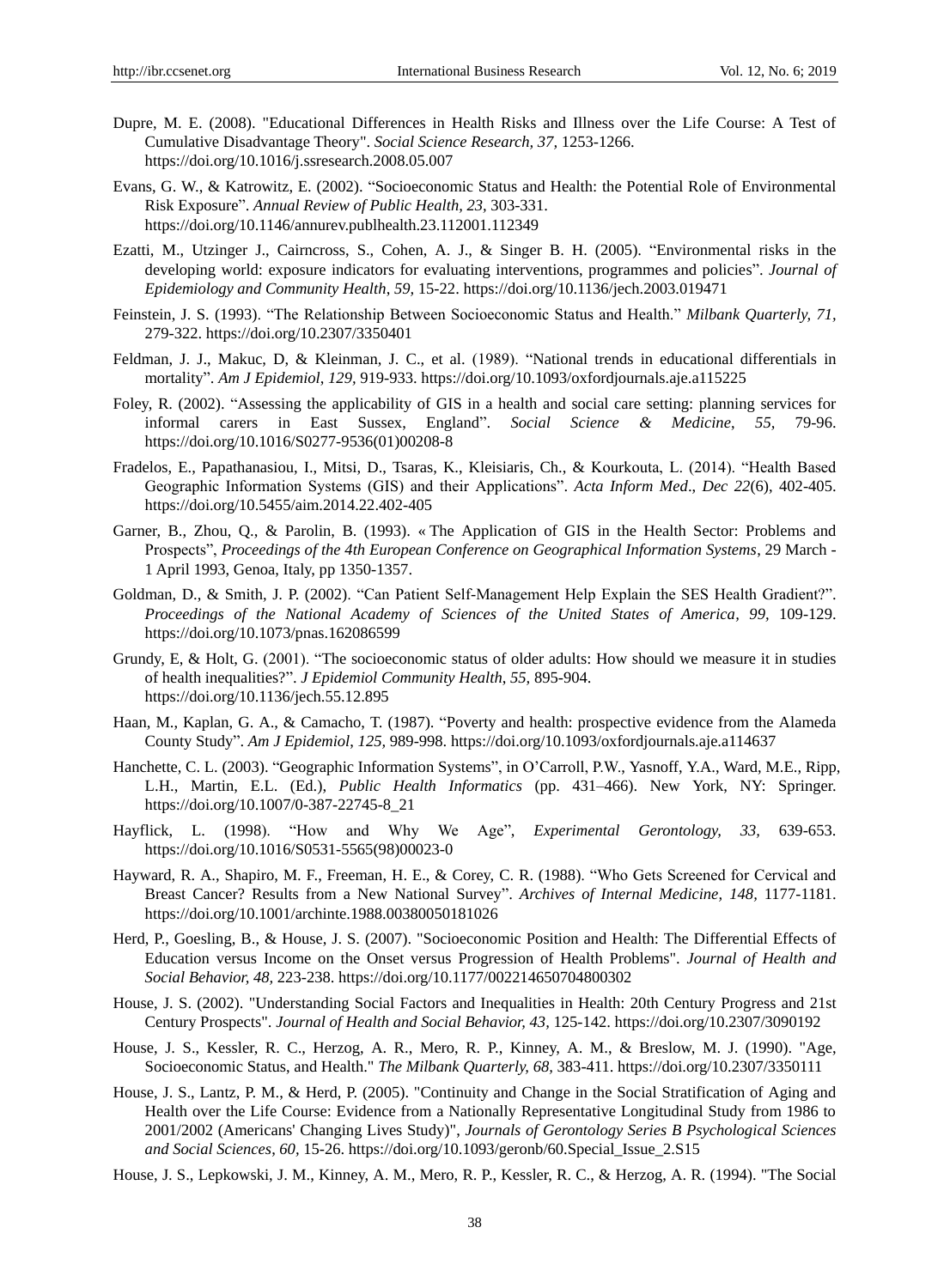Dupre, M. E. (2008). "Educational Differences in Health Risks and Illness over the Life Course: A Test of Cumulative Disadvantage Theory". *Social Science Research, 37,* 1253-1266. https://doi.org/10.1016/j.ssresearch.2008.05.007

Evans, G. W., & Katrowitz, E. (2002). "Socioeconomic Status and Health: the Potential Role of Environmental Risk Exposure". *Annual Review of Public Health, 23,* 303-331. https://doi.org/10.1146/annurev.publhealth.23.112001.112349

Ezatti, M., Utzinger J., Cairncross, S., Cohen, A. J., & Singer B. H. (2005). "Environmental risks in the developing world: exposure indicators for evaluating interventions, programmes and policies". *Journal of Epidemiology and Community Health, 59,* 15-22. https://doi.org/10.1136/jech.2003.019471

Feinstein, J. S. (1993). "The Relationship Between Socioeconomic Status and Health." *Milbank Quarterly, 71*, 279-322. https://doi.org/10.2307/3350401

Feldman, J. J., Makuc, D, & Kleinman, J. C., et al. (1989). "National trends in educational differentials in mortality". *Am J Epidemiol, 129,* 919-933. https://doi.org/10.1093/oxfordjournals.aje.a115225

Foley, R. (2002). "Assessing the applicability of GIS in a health and social care setting: planning services for informal carers in East Sussex, England". *Social Science & Medicine, 55,* 79-96. https://doi.org/10.1016/S0277-9536(01)00208-8

Fradelos, E., Papathanasiou, I., Mitsi, D., Tsaras, K., Kleisiaris, Ch., & Kourkouta, L. (2014). "Health Based Geographic Information Systems (GIS) and their Applications". *Acta Inform Med*., *Dec 22*(6), 402-405. https://doi.org/10.5455/aim.2014.22.402-405

Garner, B., Zhou, Q., & Parolin, B. (1993). « The Application of GIS in the Health Sector: Problems and Prospects", *Proceedings of the 4th European Conference on Geographical Information Systems*, 29 March - 1 April 1993, Genoa, Italy, pp 1350-1357.

Goldman, D., & Smith, J. P. (2002). "Can Patient Self-Management Help Explain the SES Health Gradient?". *Proceedings of the National Academy of Sciences of the United States of America, 99,* 109-129. https://doi.org/10.1073/pnas.162086599

Grundy, E, & Holt, G. (2001). "The socioeconomic status of older adults: How should we measure it in studies of health inequalities?". *J Epidemiol Community Health, 55,* 895-904. https://doi.org/10.1136/jech.55.12.895

Haan, M., Kaplan, G. A., & Camacho, T. (1987). "Poverty and health: prospective evidence from the Alameda County Study". *Am J Epidemiol, 125,* 989-998. https://doi.org/10.1093/oxfordjournals.aje.a114637

Hanchette, C. L. (2003). "Geographic Information Systems", in O'Carroll, P.W., Yasnoff, Y.A., Ward, M.E., Ripp, L.H., Martin, E.L. (Ed.), *Public Health Informatics* (pp. 431–466). New York, NY: Springer. https://doi.org/10.1007/0-387-22745-8_21

Hayflick, L. (1998). "How and Why We Age", *Experimental Gerontology, 33,* 639-653. https://doi.org/10.1016/S0531-5565(98)00023-0

Hayward, R. A., Shapiro, M. F., Freeman, H. E., & Corey, C. R. (1988). "Who Gets Screened for Cervical and Breast Cancer? Results from a New National Survey". *Archives of Internal Medicine, 148,* 1177-1181. https://doi.org/10.1001/archinte.1988.00380050181026

Herd, P., Goesling, B., & House, J. S. (2007). "Socioeconomic Position and Health: The Differential Effects of Education versus Income on the Onset versus Progression of Health Problems". *Journal of Health and Social Behavior, 48,* 223-238. https://doi.org/10.1177/002214650704800302

House, J. S. (2002). "Understanding Social Factors and Inequalities in Health: 20th Century Progress and 21st Century Prospects". *Journal of Health and Social Behavior, 43,* 125-142. https://doi.org/10.2307/3090192

House, J. S., Kessler, R. C., Herzog, A. R., Mero, R. P., Kinney, A. M., & Breslow, M. J. (1990). "Age, Socioeconomic Status, and Health." *The Milbank Quarterly, 68,* 383-411. https://doi.org/10.2307/3350111

House, J. S., Lantz, P. M., & Herd, P. (2005). "Continuity and Change in the Social Stratification of Aging and Health over the Life Course: Evidence from a Nationally Representative Longitudinal Study from 1986 to 2001/2002 (Americans' Changing Lives Study)", *Journals of Gerontology Series B Psychological Sciences and Social Sciences*, *60,* 15-26. https://doi.org/10.1093/geronb/60.Special_Issue_2.S15

House, J. S., Lepkowski, J. M., Kinney, A. M., Mero, R. P., Kessler, R. C., & Herzog, A. R. (1994). "The Social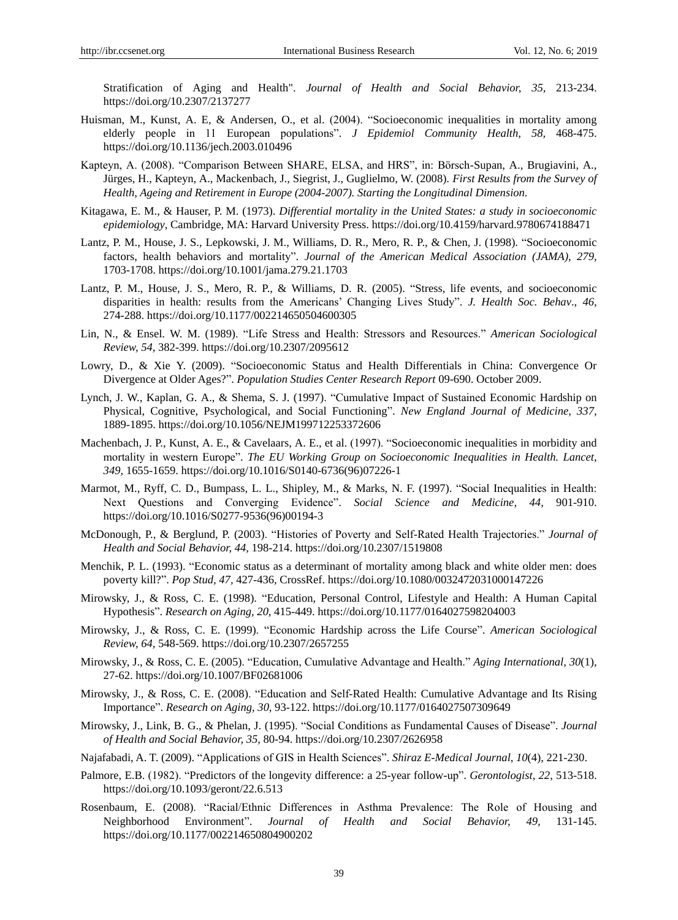Stratification of Aging and Health". *Journal of Health and Social Behavior, 35,* 213-234. https://doi.org/10.2307/2137277

Huisman, M., Kunst, A. E, & Andersen, O., et al. (2004). "Socioeconomic inequalities in mortality among elderly people in 11 European populations". *J Epidemiol Community Health, 58,* 468-475. https://doi.org/10.1136/jech.2003.010496

Kapteyn, A. (2008). "Comparison Between SHARE, ELSA, and HRS", in: Börsch-Supan, A., Brugiavini, A., Jürges, H., Kapteyn, A., Mackenbach, J., Siegrist, J., Guglielmo, W. (2008). *First Results from the Survey of Health, Ageing and Retirement in Europe (2004-2007). Starting the Longitudinal Dimension.*

Kitagawa, E. M., & Hauser, P. M. (1973). *Differential mortality in the United States: a study in socioeconomic epidemiology*, Cambridge, MA: Harvard University Press. https://doi.org/10.4159/harvard.9780674188471

Lantz, P. M., House, J. S., Lepkowski, J. M., Williams, D. R., Mero, R. P., & Chen, J. (1998). "Socioeconomic factors, health behaviors and mortality". *Journal of the American Medical Association (JAMA), 279,* 1703-1708. https://doi.org/10.1001/jama.279.21.1703

Lantz, P. M., House, J. S., Mero, R. P., & Williams, D. R. (2005). "Stress, life events, and socioeconomic disparities in health: results from the Americans' Changing Lives Study". *J. Health Soc. Behav., 46,* 274-288. https://doi.org/10.1177/002214650504600305

Lin, N., & Ensel. W. M. (1989). "Life Stress and Health: Stressors and Resources." *American Sociological Review, 54,* 382-399. https://doi.org/10.2307/2095612

Lowry, D., & Xie Y. (2009). "Socioeconomic Status and Health Differentials in China: Convergence Or Divergence at Older Ages?". *Population Studies Center Research Report* 09-690. October 2009.

Lynch, J. W., Kaplan, G. A., & Shema, S. J. (1997). "Cumulative Impact of Sustained Economic Hardship on Physical, Cognitive, Psychological, and Social Functioning". *New England Journal of Medicine, 337,* 1889-1895. https://doi.org/10.1056/NEJM199712253372606

Machenbach, J. P., Kunst, A. E., & Cavelaars, A. E., et al. (1997). "Socioeconomic inequalities in morbidity and mortality in western Europe". *The EU Working Group on Socioeconomic Inequalities in Health. Lancet, 349,* 1655-1659. https://doi.org/10.1016/S0140-6736(96)07226-1

Marmot, M., Ryff, C. D., Bumpass, L. L., Shipley, M., & Marks, N. F. (1997). "Social Inequalities in Health: Next Questions and Converging Evidence". *Social Science and Medicine, 44,* 901-910. https://doi.org/10.1016/S0277-9536(96)00194-3

McDonough, P., & Berglund, P. (2003). "Histories of Poverty and Self-Rated Health Trajectories." *Journal of Health and Social Behavior, 44,* 198-214. https://doi.org/10.2307/1519808

Menchik, P. L. (1993). "Economic status as a determinant of mortality among black and white older men: does poverty kill?". *Pop Stud, 47,* 427-436, CrossRef. https://doi.org/10.1080/0032472031000147226

Mirowsky, J., & Ross, C. E. (1998). "Education, Personal Control, Lifestyle and Health: A Human Capital Hypothesis". *Research on Aging, 20,* 415-449. https://doi.org/10.1177/0164027598204003

Mirowsky, J., & Ross, C. E. (1999). "Economic Hardship across the Life Course". *American Sociological Review, 64,* 548-569. https://doi.org/10.2307/2657255

Mirowsky, J., & Ross, C. E. (2005). "Education, Cumulative Advantage and Health." *Aging International, 30*(1), 27-62. https://doi.org/10.1007/BF02681006

Mirowsky, J., & Ross, C. E. (2008). "Education and Self-Rated Health: Cumulative Advantage and Its Rising Importance". *Research on Aging, 30,* 93-122. https://doi.org/10.1177/0164027507309649

Mirowsky, J., Link, B. G., & Phelan, J. (1995). "Social Conditions as Fundamental Causes of Disease". *Journal of Health and Social Behavior, 35,* 80-94. https://doi.org/10.2307/2626958

Najafabadi, A. T. (2009). "Applications of GIS in Health Sciences". *Shiraz E-Medical Journal, 10*(4), 221-230.

Palmore, E.B. (1982). "Predictors of the longevity difference: a 25-year follow-up". *Gerontologist, 22,* 513-518. https://doi.org/10.1093/geront/22.6.513

Rosenbaum, E. (2008). "Racial/Ethnic Differences in Asthma Prevalence: The Role of Housing and Neighborhood Environment". *Journal of Health and Social Behavior, 49,* 131-145. https://doi.org/10.1177/002214650804900202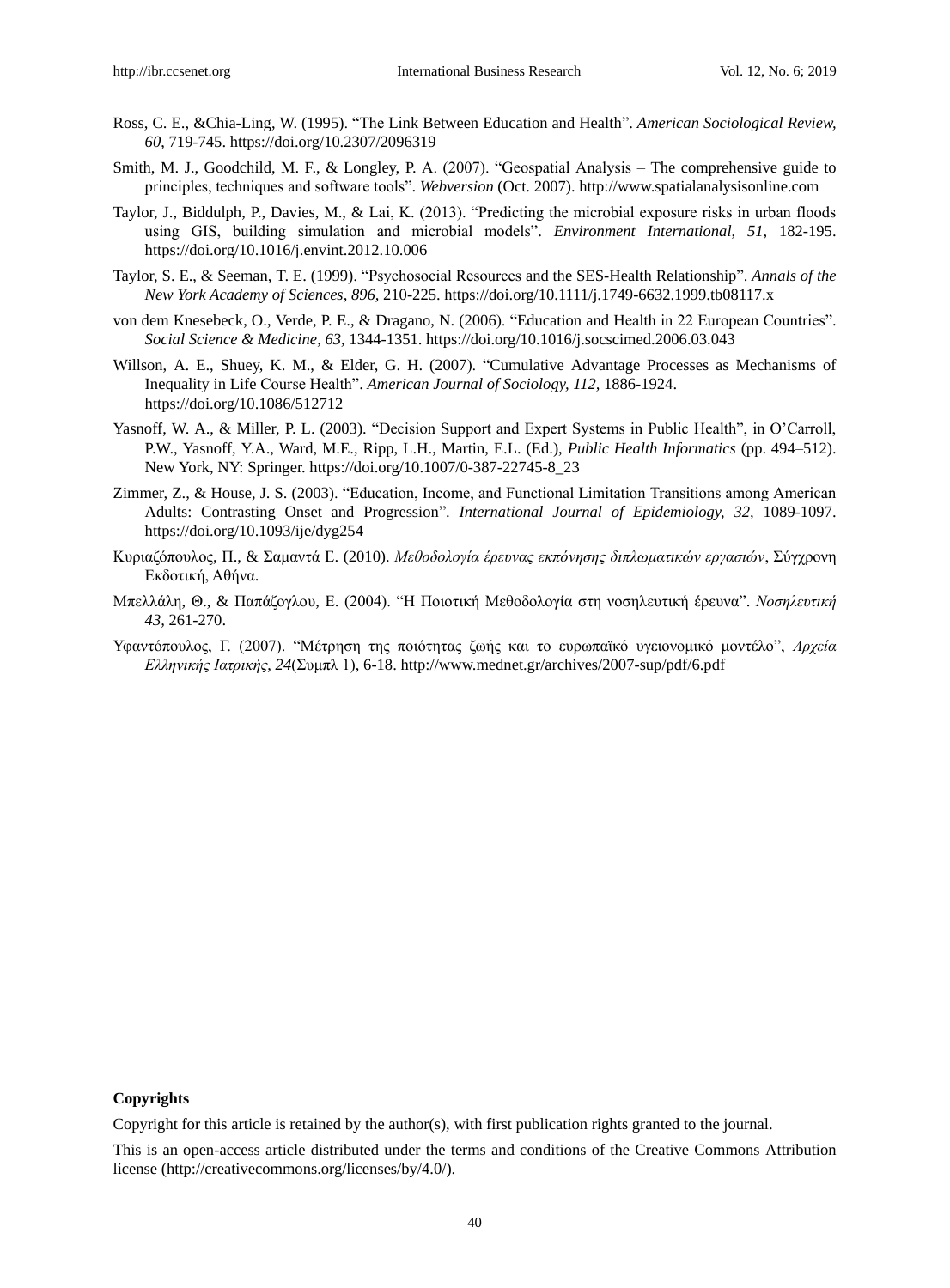Ross, C. E., &Chia-Ling, W. (1995). "The Link Between Education and Health". *American Sociological Review, 60*, 719-745. https://doi.org/10.2307/2096319

Smith, M. J., Goodchild, M. F., & Longley, P. A. (2007). "Geospatial Analysis – The comprehensive guide to principles, techniques and software tools". *Webversion* (Oct. 2007). http://www.spatialanalysisonline.com

Taylor, J., Biddulph, P., Davies, M., & Lai, K. (2013). "Predicting the microbial exposure risks in urban floods using GIS, building simulation and microbial models". *Environment International, 51,* 182-195. https://doi.org/10.1016/j.envint.2012.10.006

Taylor, S. E., & Seeman, T. E. (1999). "Psychosocial Resources and the SES-Health Relationship". *Annals of the New York Academy of Sciences, 896,* 210-225. https://doi.org/10.1111/j.1749-6632.1999.tb08117.x

von dem Knesebeck, O., Verde, P. E., & Dragano, N. (2006). "Education and Health in 22 European Countries". *Social Science & Medicine, 63*, 1344-1351. https://doi.org/10.1016/j.socscimed.2006.03.043

Willson, A. E., Shuey, K. M., & Elder, G. H. (2007). "Cumulative Advantage Processes as Mechanisms of Inequality in Life Course Health". *American Journal of Sociology, 112,* 1886-1924. https://doi.org/10.1086/512712

Yasnoff, W. A., & Miller, P. L. (2003). "Decision Support and Expert Systems in Public Health", in O'Carroll, P.W., Yasnoff, Y.A., Ward, M.E., Ripp, L.H., Martin, E.L. (Ed.), *Public Health Informatics* (pp. 494–512). New York, NY: Springer. https://doi.org/10.1007/0-387-22745-8_23

Zimmer, Z., & House, J. S. (2003). "Education, Income, and Functional Limitation Transitions among American Adults: Contrasting Onset and Progression". *International Journal of Epidemiology, 32,* 1089-1097. https://doi.org/10.1093/ije/dyg254

Κυριαζόπουλος, Π., & Σαμαντά Ε. (2010). *Μεθοδολογία έρευνας εκπόνησης διπλωματικών εργασιών*, Σύγχρονη Εκδοτική, Αθήνα.

Μπελλάλη, Θ., & Παπάζογλου, Ε. (2004). "Η Ποιοτική Μεθοδολογία στη νοσηλευτική έρευνα". *Νοσηλευτική 43,* 261-270.

Υφαντόπουλος, Γ. (2007). "Μέτρηση της ποιότητας ζωής και το ευρωπαϊκό υγειονομικό μοντέλο", *Αρχεία Ελληνικής Ιατρικής*, *24*(Συμπλ 1), 6-18. http://www.mednet.gr/archives/2007-sup/pdf/6.pdf

**Copyrights**

Copyright for this article is retained by the author(s), with first publication rights granted to the journal.

This is an open-access article distributed under the terms and conditions of the Creative Commons Attribution license (http://creativecommons.org/licenses/by/4.0/).